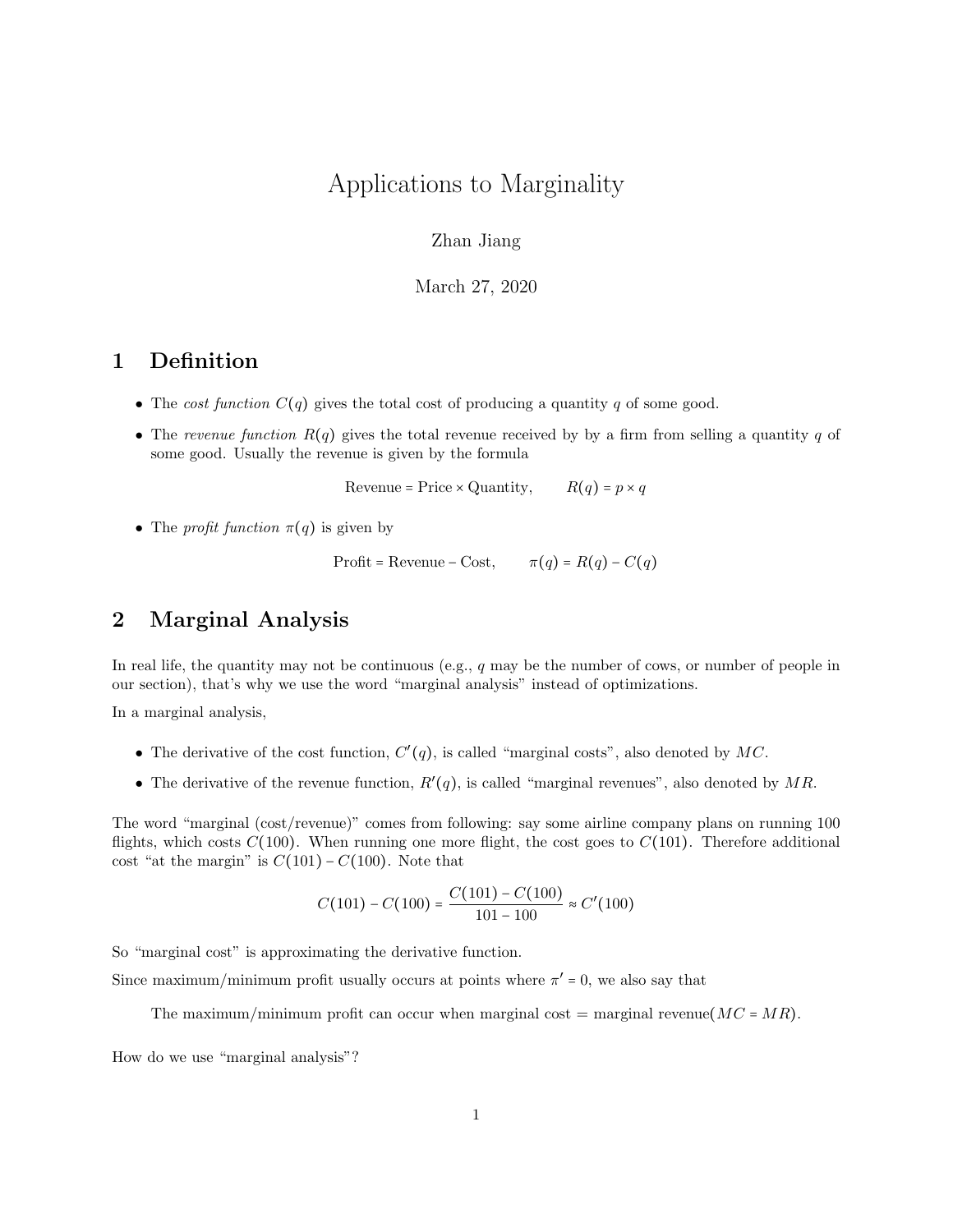# Applications to Marginality

Zhan Jiang

March 27, 2020

## 1 Definition

- The *cost function* $C(q)$ gives the total cost of producing a quantity $q$ of some good.
- The *revenue function* $R(q)$ gives the total revenue received by by a firm from selling a quantity $q$ of some good. Usually the revenue is given by the formula

$$\text{Revenue} = \text{Price} \times \text{Quantity}, \qquad R(q) = p \times q$$

- The *profit function* $\pi(q)$ is given by

$$\text{Profit} = \text{Revenue} - \text{Cost}, \qquad \pi(q) = R(q) - C(q)$$

## 2 Marginal Analysis

In real life, the quantity may not be continuous (e.g., $q$ may be the number of cows, or number of people in our section), that's why we use the word "marginal analysis" instead of optimizations.

In a marginal analysis,

- The derivative of the cost function, $C'(q)$, is called "marginal costs", also denoted by $MC$.
- The derivative of the revenue function, $R'(q)$, is called "marginal revenues", also denoted by $MR$.

The word "marginal (cost/revenue)" comes from following: say some airline company plans on running 100 flights, which costs $C(100)$. When running one more flight, the cost goes to $C(101)$. Therefore additional cost "at the margin" is $C(101) - C(100)$. Note that

$$C(101) - C(100) = \frac{C(101) - C(100)}{101 - 100} \approx C'(100)$$

So "marginal cost" is approximating the derivative function.

Since maximum/minimum profit usually occurs at points where $\pi' = 0$, we also say that

> The maximum/minimum profit can occur when marginal cost = marginal revenue($MC = MR$).

How do we use "marginal analysis"?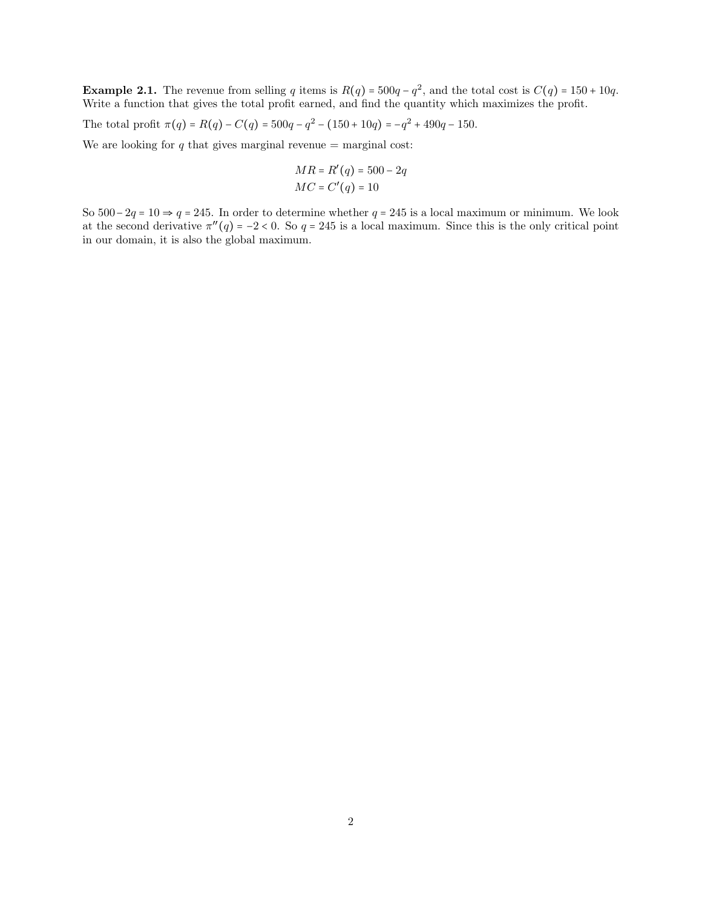**Example 2.1.** The revenue from selling $q$ items is $R(q) = 500q - q^2$, and the total cost is $C(q) = 150 + 10q$. Write a function that gives the total profit earned, and find the quantity which maximizes the profit.

The total profit $\pi(q) = R(q) - C(q) = 500q - q^2 - (150 + 10q) = -q^2 + 490q - 150$.

We are looking for $q$ that gives marginal revenue = marginal cost:

$$MR = R'(q) = 500 - 2q$$
$$MC = C'(q) = 10$$

So $500 - 2q = 10 \Rightarrow q = 245$. In order to determine whether $q = 245$ is a local maximum or minimum. We look at the second derivative $\pi''(q) = -2 < 0$. So $q = 245$ is a local maximum. Since this is the only critical point in our domain, it is also the global maximum.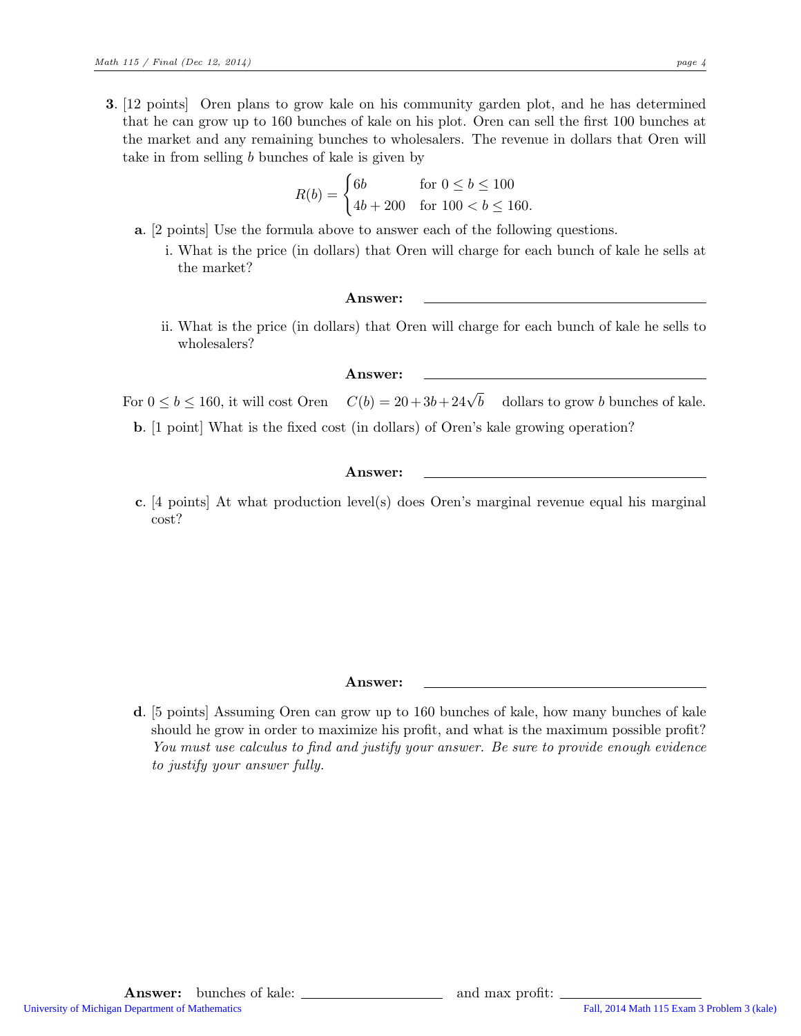**3.** [12 points] Oren plans to grow kale on his community garden plot, and he has determined that he can grow up to 160 bunches of kale on his plot. Oren can sell the first 100 bunches at the market and any remaining bunches to wholesalers. The revenue in dollars that Oren will take in from selling $b$ bunches of kale is given by

$$R(b) = \begin{cases} 6b & \text{for } 0 \le b \le 100 \\ 4b + 200 & \text{for } 100 < b \le 160. \end{cases}$$

**a.** [2 points] Use the formula above to answer each of the following questions.

i. What is the price (in dollars) that Oren will charge for each bunch of kale he sells at the market?

**Answer:** ______________________

ii. What is the price (in dollars) that Oren will charge for each bunch of kale he sells to wholesalers?

**Answer:** ______________________

For $0 \le b \le 160$, it will cost Oren $C(b) = 20 + 3b + 24\sqrt{b}$ dollars to grow $b$ bunches of kale.

**b.** [1 point] What is the fixed cost (in dollars) of Oren's kale growing operation?

**Answer:** ______________________

**c.** [4 points] At what production level(s) does Oren's marginal revenue equal his marginal cost?

**Answer:** ______________________

**d.** [5 points] Assuming Oren can grow up to 160 bunches of kale, how many bunches of kale should he grow in order to maximize his profit, and what is the maximum possible profit? *You must use calculus to find and justify your answer. Be sure to provide enough evidence to justify your answer fully.*

**Answer:** bunches of kale: ______________ and max profit: ______________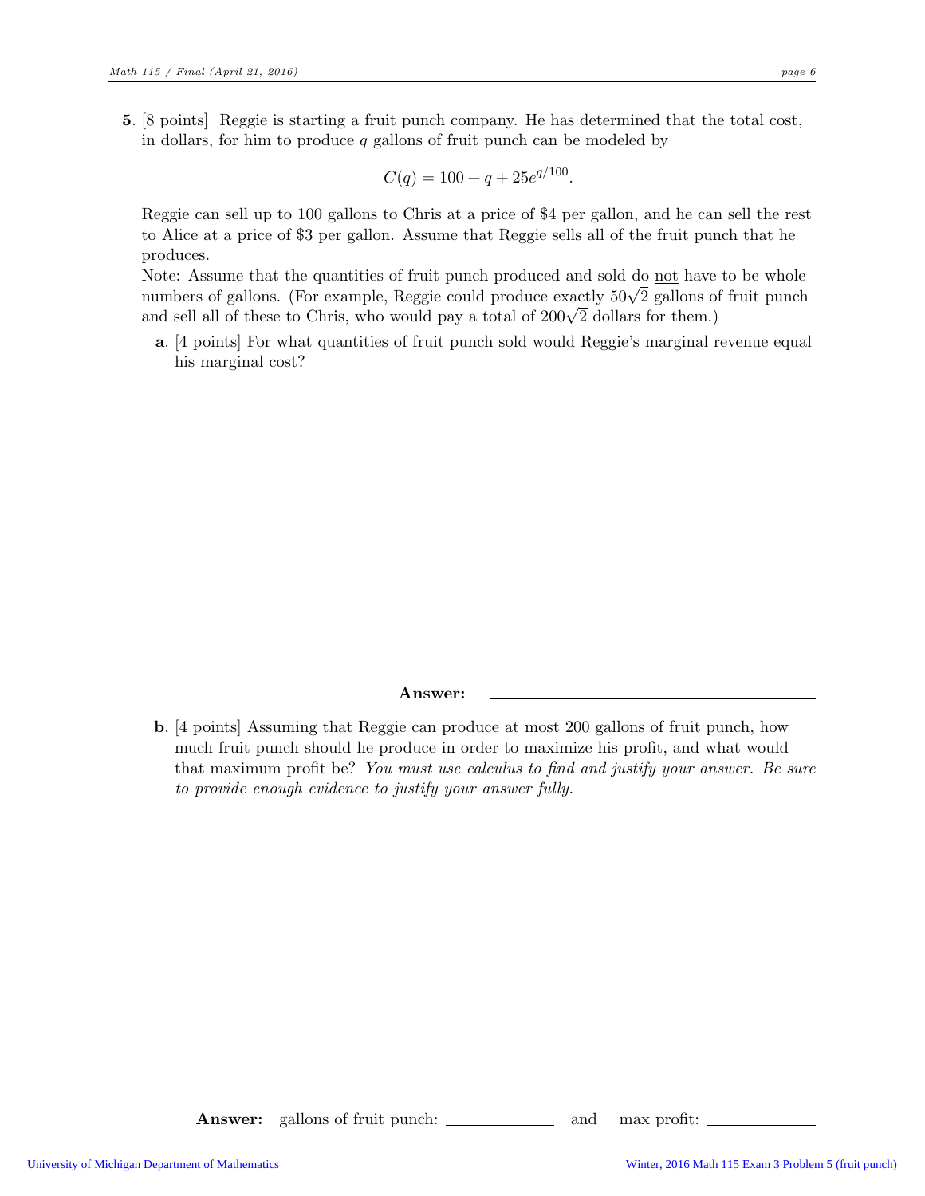**5**. [8 points] Reggie is starting a fruit punch company. He has determined that the total cost, in dollars, for him to produce $q$ gallons of fruit punch can be modeled by

$$C(q) = 100 + q + 25e^{q/100}.$$

Reggie can sell up to 100 gallons to Chris at a price of \$4 per gallon, and he can sell the rest to Alice at a price of \$3 per gallon. Assume that Reggie sells all of the fruit punch that he produces.

Note: Assume that the quantities of fruit punch produced and sold do not have to be whole numbers of gallons. (For example, Reggie could produce exactly $50\sqrt{2}$ gallons of fruit punch and sell all of these to Chris, who would pay a total of $200\sqrt{2}$ dollars for them.)

**a**. [4 points] For what quantities of fruit punch sold would Reggie's marginal revenue equal his marginal cost?

**Answer:** ______________________

**b**. [4 points] Assuming that Reggie can produce at most 200 gallons of fruit punch, how much fruit punch should he produce in order to maximize his profit, and what would that maximum profit be? *You must use calculus to find and justify your answer. Be sure to provide enough evidence to justify your answer fully.*

**Answer:** gallons of fruit punch: ____________ and max profit: ____________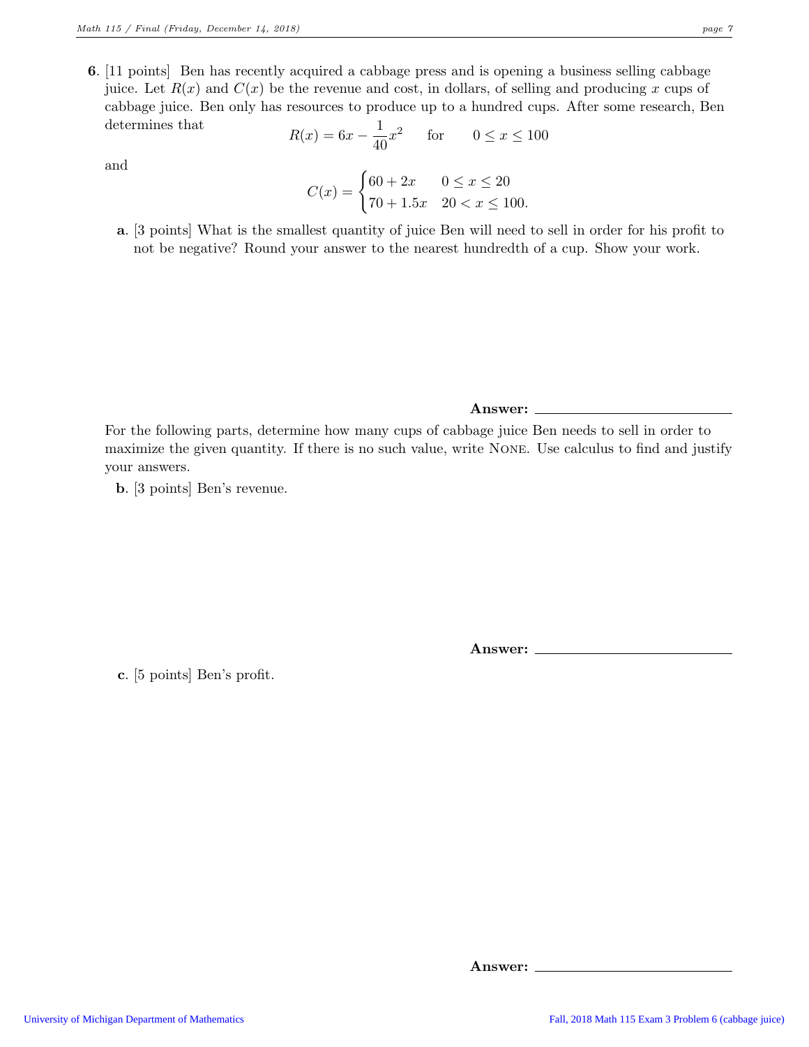**6**. [11 points] Ben has recently acquired a cabbage press and is opening a business selling cabbage juice. Let $R(x)$ and $C(x)$ be the revenue and cost, in dollars, of selling and producing $x$ cups of cabbage juice. Ben only has resources to produce up to a hundred cups. After some research, Ben determines that

$$R(x) = 6x - \frac{1}{40}x^2 \qquad \text{for} \qquad 0 \leq x \leq 100$$

and

$$C(x) = \begin{cases} 60 + 2x & 0 \leq x \leq 20 \\ 70 + 1.5x & 20 < x \leq 100. \end{cases}$$

**a**. [3 points] What is the smallest quantity of juice Ben will need to sell in order for his profit to not be negative? Round your answer to the nearest hundredth of a cup. Show your work.

**Answer:** ______________________

For the following parts, determine how many cups of cabbage juice Ben needs to sell in order to maximize the given quantity. If there is no such value, write NONE. Use calculus to find and justify your answers.

**b**. [3 points] Ben's revenue.

**Answer:** ______________________

**c**. [5 points] Ben's profit.

**Answer:** ______________________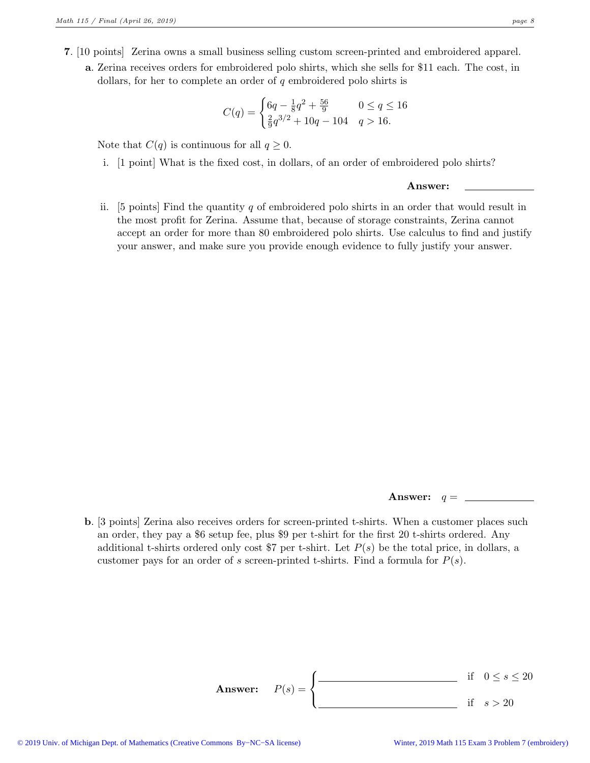**7.** [10 points] Zerina owns a small business selling custom screen-printed and embroidered apparel.

**a.** Zerina receives orders for embroidered polo shirts, which she sells for \$11 each. The cost, in dollars, for her to complete an order of $q$ embroidered polo shirts is

$$C(q) = \begin{cases} 6q - \frac{1}{8}q^2 + \frac{56}{9} & 0 \le q \le 16 \\ \frac{2}{9}q^{3/2} + 10q - 104 & q > 16. \end{cases}$$

Note that $C(q)$ is continuous for all $q \ge 0$.

i. [1 point] What is the fixed cost, in dollars, of an order of embroidered polo shirts?

**Answer:** \_\_\_\_\_\_\_\_\_\_\_\_

ii. [5 points] Find the quantity $q$ of embroidered polo shirts in an order that would result in the most profit for Zerina. Assume that, because of storage constraints, Zerina cannot accept an order for more than 80 embroidered polo shirts. Use calculus to find and justify your answer, and make sure you provide enough evidence to fully justify your answer.

**Answer:** $q =$ \_\_\_\_\_\_\_\_\_\_\_\_

**b.** [3 points] Zerina also receives orders for screen-printed t-shirts. When a customer places such an order, they pay a \$6 setup fee, plus \$9 per t-shirt for the first 20 t-shirts ordered. Any additional t-shirts ordered only cost \$7 per t-shirt. Let $P(s)$ be the total price, in dollars, a customer pays for an order of $s$ screen-printed t-shirts. Find a formula for $P(s)$.

**Answer:** $P(s) = \begin{cases} \_\_\_\_\_\_\_\_\_\_\_\_ & \text{if } 0 \le s \le 20 \\ \_\_\_\_\_\_\_\_\_\_\_\_ & \text{if } s > 20 \end{cases}$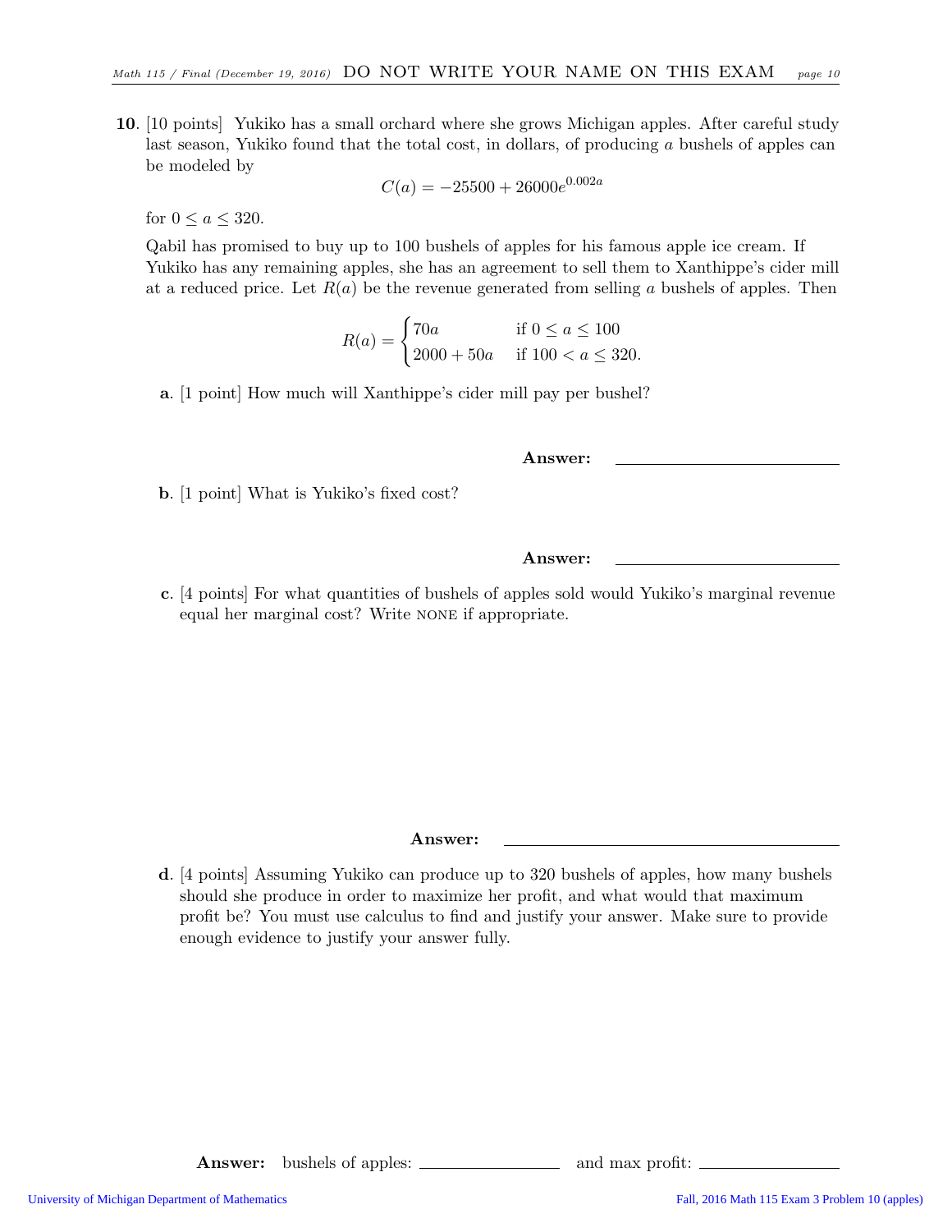**10.** [10 points] Yukiko has a small orchard where she grows Michigan apples. After careful study last season, Yukiko found that the total cost, in dollars, of producing $a$ bushels of apples can be modeled by

$$C(a) = -25500 + 26000e^{0.002a}$$

for $0 \leq a \leq 320$.

Qabil has promised to buy up to 100 bushels of apples for his famous apple ice cream. If Yukiko has any remaining apples, she has an agreement to sell them to Xanthippe's cider mill at a reduced price. Let $R(a)$ be the revenue generated from selling $a$ bushels of apples. Then

$$R(a) = \begin{cases} 70a & \text{if } 0 \leq a \leq 100 \\ 2000 + 50a & \text{if } 100 < a \leq 320. \end{cases}$$

**a.** [1 point] How much will Xanthippe's cider mill pay per bushel?

**Answer:** ______________________

**b.** [1 point] What is Yukiko's fixed cost?

**Answer:** ______________________

**c.** [4 points] For what quantities of bushels of apples sold would Yukiko's marginal revenue equal her marginal cost? Write NONE if appropriate.

**Answer:** ______________________

**d.** [4 points] Assuming Yukiko can produce up to 320 bushels of apples, how many bushels should she produce in order to maximize her profit, and what would that maximum profit be? You must use calculus to find and justify your answer. Make sure to provide enough evidence to justify your answer fully.

**Answer:** bushels of apples: ______________ and max profit: ______________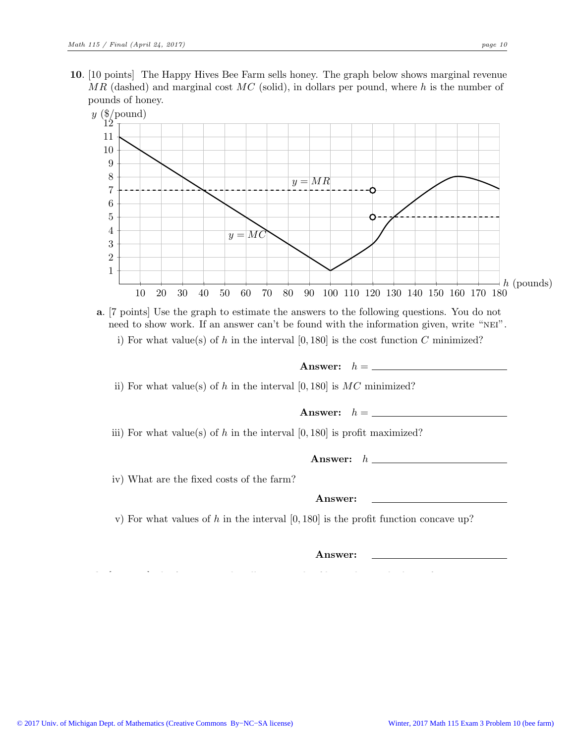**10**. [10 points] The Happy Hives Bee Farm sells honey. The graph below shows marginal revenue $MR$ (dashed) and marginal cost $MC$ (solid), in dollars per pound, where $h$ is the number of pounds of honey.

$y$ (\$/pound)

12
11
10
9
8
7
6
5
4
3
2
1

$y = MR$

$y = MC$

10 20 30 40 50 60 70 80 90 100 110 120 130 140 150 160 170 180

$h$ (pounds)

**a**. [7 points] Use the graph to estimate the answers to the following questions. You do not need to show work. If an answer can't be found with the information given, write "NEI".

i) For what value(s) of $h$ in the interval $[0, 180]$ is the cost function $C$ minimized?

**Answer:** $h =$ ______________________

ii) For what value(s) of $h$ in the interval $[0, 180]$ is $MC$ minimized?

**Answer:** $h =$ ______________________

iii) For what value(s) of $h$ in the interval $[0, 180]$ is profit maximized?

**Answer:** $h$ ______________________

iv) What are the fixed costs of the farm?

**Answer:** ______________________

v) For what values of $h$ in the interval $[0, 180]$ is the profit function concave up?

**Answer:** ______________________